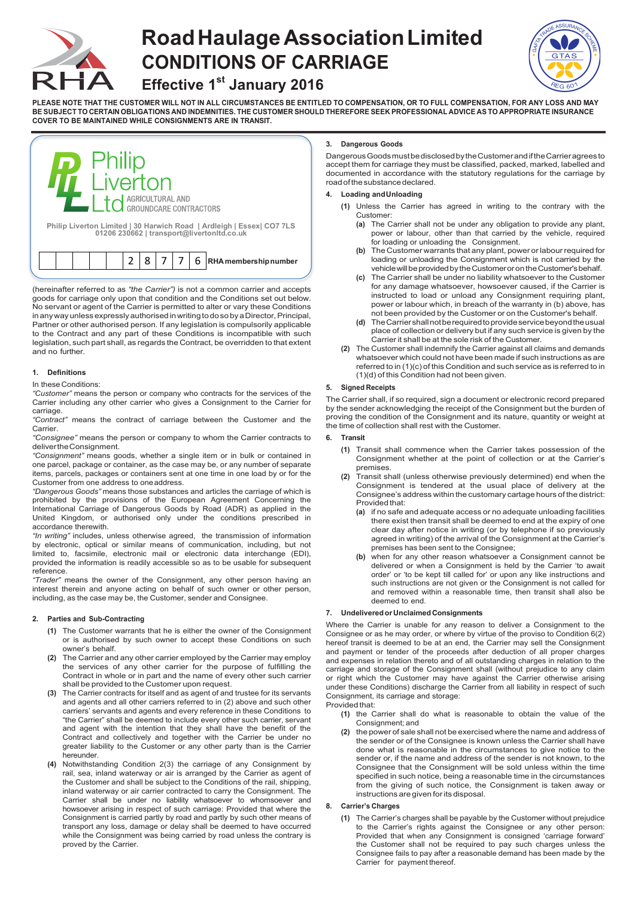# Road Haulage Association Limited

## CONDITIONS OF CARRIAGE

### Effective 1st January 2016

**PLEASE NOTE THAT THE CUSTOMER WILL NOT IN ALL CIRCUMSTANCES BE ENTITLED TO COMPENSATION, OR TO FULL COMPENSATION, FOR ANY LOSS AND MAY BE SUBJECT TO CERTAIN OBLIGATIONS AND INDEMNITIES. THE CUSTOMER SHOULD THEREFORE SEEK PROFESSIONAL ADVICE AS TO APPROPRIATE INSURANCE COVER TO BE MAINTAINED WHILE CONSIGNMENTS ARE IN TRANSIT.**

Philip Liverton Ltd AGRICULTURAL AND GROUNDCARE CONTRACTORS

**Philip Liverton Limited | 30 Harwich Road | Ardleigh | Essex| CO7 7LS 01206 230662 | transport@livertonltd.co.uk**

| | | | | | | | | | | |
|---|---|---|---|---|---|---|---|---|---|---|
| | | | | | | 2 | 8 | 7 | 7 | 6 | **RHA membership number** |

(hereinafter referred to as *"the Carrier")* is not a common carrier and accepts goods for carriage only upon that condition and the Conditions set out below. No servant or agent of the Carrier is permitted to alter or vary these Conditions in any way unless expressly authorised in writing to do so by a Director, Principal, Partner or other authorised person. If any legislation is compulsorily applicable to the Contract and any part of these Conditions is incompatible with such legislation, such part shall, as regards the Contract, be overridden to that extent and no further.

#### 1. Definitions

In these Conditions:

*"Customer"* means the person or company who contracts for the services of the Carrier including any other carrier who gives a Consignment to the Carrier for carriage.

*"Contract"* means the contract of carriage between the Customer and the Carrier.

*"Consignee"* means the person or company to whom the Carrier contracts to deliver the Consignment.

*"Consignment"* means goods, whether a single item or in bulk or contained in one parcel, package or container, as the case may be, or any number of separate items, parcels, packages or containers sent at one time in one load by or for the Customer from one address to one address.

*"Dangerous Goods"* means those substances and articles the carriage of which is prohibited by the provisions of the European Agreement Concerning the International Carriage of Dangerous Goods by Road (ADR) as applied in the United Kingdom, or authorised only under the conditions prescribed in accordance therewith.

*"In writing"* includes, unless otherwise agreed, the transmission of information by electronic, optical or similar means of communication, including, but not limited to, facsimile, electronic mail or electronic data interchange (EDI), provided the information is readily accessible so as to be usable for subsequent reference.

*"Trader"* means the owner of the Consignment, any other person having an interest therein and anyone acting on behalf of such owner or other person, including, as the case may be, the Customer, sender and Consignee.

#### 2. Parties and Sub-Contracting

**(1)** The Customer warrants that he is either the owner of the Consignment or is authorised by such owner to accept these Conditions on such owner's behalf.

**(2)** The Carrier and any other carrier employed by the Carrier may employ the services of any other carrier for the purpose of fulfilling the Contract in whole or in part and the name of every other such carrier shall be provided to the Customer upon request.

**(3)** The Carrier contracts for itself and as agent of and trustee for its servants and agents and all other carriers referred to in (2) above and such other carriers' servants and agents and every reference in these Conditions to "the Carrier" shall be deemed to include every other such carrier, servant and agent with the intention that they shall have the benefit of the Contract and collectively and together with the Carrier be under no greater liability to the Customer or any other party than is the Carrier hereunder.

**(4)** Notwithstanding Condition 2(3) the carriage of any Consignment by rail, sea, inland waterway or air is arranged by the Carrier as agent of the Customer and shall be subject to the Conditions of the rail, shipping, inland waterway or air carrier contracted to carry the Consignment. The Carrier shall be under no liability whatsoever to whomsoever and howsoever arising in respect of such carriage: Provided that where the Consignment is carried partly by road and partly by such other means of transport any loss, damage or delay shall be deemed to have occurred while the Consignment was being carried by road unless the contrary is proved by the Carrier.

#### 3. Dangerous Goods

Dangerous Goods must be disclosed by the Customer and if the Carrier agrees to accept them for carriage they must be classified, packed, marked, labelled and documented in accordance with the statutory regulations for the carriage by road of the substance declared.

#### 4. Loading and Unloading

**(1)** Unless the Carrier has agreed in writing to the contrary with the Customer:

- **(a)** The Carrier shall not be under any obligation to provide any plant, power or labour, other than that carried by the vehicle, required for loading or unloading the Consignment.
- **(b)** The Customer warrants that any plant, power or labour required for loading or unloading the Consignment which is not carried by the vehicle will be provided by the Customer or on the Customer's behalf.
- **(c)** The Carrier shall be under no liability whatsoever to the Customer for any damage whatsoever, howsoever caused, if the Carrier is instructed to load or unload any Consignment requiring plant, power or labour which, in breach of the warranty in (b) above, has not been provided by the Customer or on the Customer's behalf.
- **(d)** The Carrier shall not be required to provide service beyond the usual place of collection or delivery but if any such service is given by the Carrier it shall be at the sole risk of the Customer.

**(2)** The Customer shall indemnify the Carrier against all claims and demands whatsoever which could not have been made if such instructions as are referred to in (1)(c) of this Condition and such service as is referred to in (1)(d) of this Condition had not been given.

#### 5. Signed Receipts

The Carrier shall, if so required, sign a document or electronic record prepared by the sender acknowledging the receipt of the Consignment but the burden of proving the condition of the Consignment and its nature, quantity or weight at the time of collection shall rest with the Customer.

#### 6. Transit

**(1)** Transit shall commence when the Carrier takes possession of the Consignment whether at the point of collection or at the Carrier's premises.

**(2)** Transit shall (unless otherwise previously determined) end when the Consignment is tendered at the usual place of delivery at the Consignee's address within the customary cartage hours of the district: Provided that:

- **(a)** if no safe and adequate access or no adequate unloading facilities there exist then transit shall be deemed to end at the expiry of one clear day after notice in writing (or by telephone if so previously agreed in writing) of the arrival of the Consignment at the Carrier's premises has been sent to the Consignee;
- **(b)** when for any other reason whatsoever a Consignment cannot be delivered or when a Consignment is held by the Carrier 'to await order' or 'to be kept till called for' or upon any like instructions and such instructions are not given or the Consignment is not called for and removed within a reasonable time, then transit shall also be deemed to end.

#### 7. Undelivered or Unclaimed Consignments

Where the Carrier is unable for any reason to deliver a Consignment to the Consignee or as he may order, or where by virtue of the proviso to Condition 6(2) hereof transit is deemed to be at an end, the Carrier may sell the Consignment and payment or tender of the proceeds after deduction of all proper charges and expenses in relation thereto and of all outstanding charges in relation to the carriage and storage of the Consignment shall (without prejudice to any claim or right which the Customer may have against the Carrier otherwise arising under these Conditions) discharge the Carrier from all liability in respect of such Consignment, its carriage and storage:

Provided that:

**(1)** the Carrier shall do what is reasonable to obtain the value of the Consignment; and

**(2)** the power of sale shall not be exercised where the name and address of the sender or of the Consignee is known unless the Carrier shall have done what is reasonable in the circumstances to give notice to the sender or, if the name and address of the sender is not known, to the Consignee that the Consignment will be sold unless within the time specified in such notice, being a reasonable time in the circumstances from the giving of such notice, the Consignment is taken away or instructions are given for its disposal.

#### 8. Carrier's Charges

**(1)** The Carrier's charges shall be payable by the Customer without prejudice to the Carrier's rights against the Consignee or any other person: Provided that when any Consignment is consigned 'carriage forward' the Customer shall not be required to pay such charges unless the Consignee fails to pay after a reasonable demand has been made by the Carrier for payment thereof.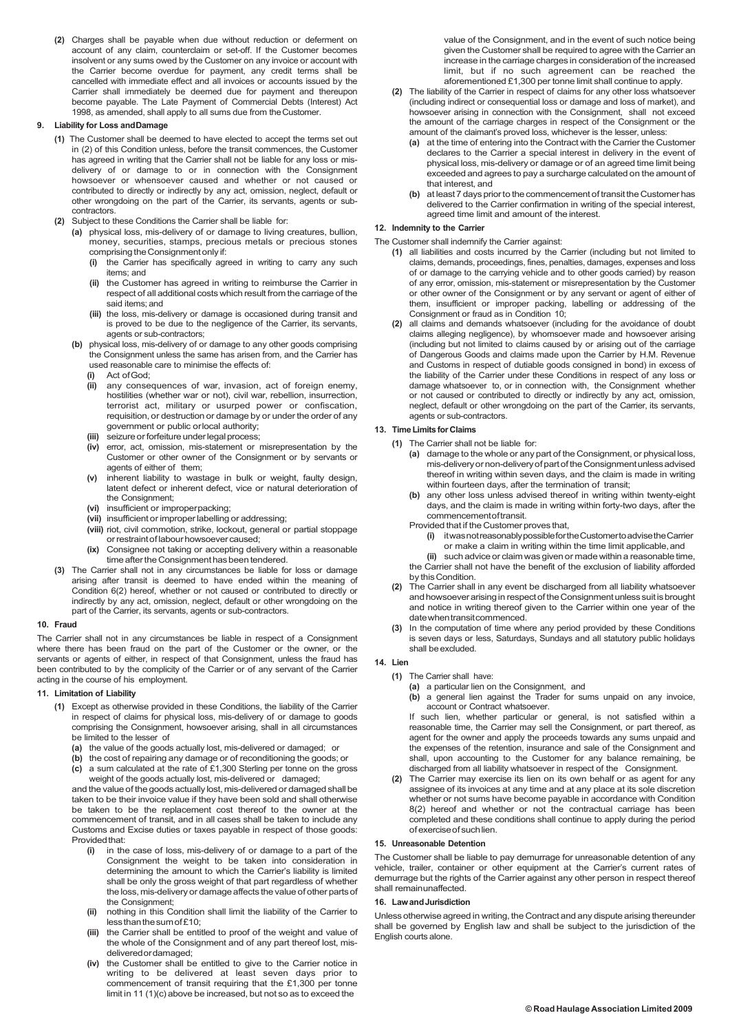**(2)** Charges shall be payable when due without reduction or deferment on account of any claim, counterclaim or set-off. If the Customer becomes insolvent or any sums owed by the Customer on any invoice or account with the Carrier become overdue for payment, any credit terms shall be cancelled with immediate effect and all invoices or accounts issued by the Carrier shall immediately be deemed due for payment and thereupon become payable. The Late Payment of Commercial Debts (Interest) Act 1998, as amended, shall apply to all sums due from the Customer.

**9. Liability for Loss and Damage**

**(1)** The Customer shall be deemed to have elected to accept the terms set out in (2) of this Condition unless, before the transit commences, the Customer has agreed in writing that the Carrier shall not be liable for any loss or mis-delivery of or damage to or in connection with the Consignment howsoever or whensoever caused and whether or not caused or contributed to directly or indirectly by any act, omission, neglect, default or other wrongdoing on the part of the Carrier, its servants, agents or sub-contractors.

**(2)** Subject to these Conditions the Carrier shall be liable for:

**(a)** physical loss, mis-delivery of or damage to living creatures, bullion, money, securities, stamps, precious metals or precious stones comprising the Consignment only if:

- **(i)** the Carrier has specifically agreed in writing to carry any such items; and
- **(ii)** the Customer has agreed in writing to reimburse the Carrier in respect of all additional costs which result from the carriage of the said items; and
- **(iii)** the loss, mis-delivery or damage is occasioned during transit and is proved to be due to the negligence of the Carrier, its servants, agents or sub-contractors;

**(b)** physical loss, mis-delivery of or damage to any other goods comprising the Consignment unless the same has arisen from, and the Carrier has used reasonable care to minimise the effects of:

- **(i)** Act of God;
- **(ii)** any consequences of war, invasion, act of foreign enemy, hostilities (whether war or not), civil war, rebellion, insurrection, terrorist act, military or usurped power or confiscation, requisition, or destruction or damage by or under the order of any government or public or local authority;
- **(iii)** seizure or forfeiture under legal process;
- **(iv)** error, act, omission, mis-statement or misrepresentation by the Customer or other owner of the Consignment or by servants or agents of either of them;
- **(v)** inherent liability to wastage in bulk or weight, faulty design, latent defect or inherent defect, vice or natural deterioration of the Consignment;
- **(vi)** insufficient or improper packing;
- **(vii)** insufficient or improper labelling or addressing;
- **(viii)** riot, civil commotion, strike, lockout, general or partial stoppage or restraint of labour howsoever caused;
- **(ix)** Consignee not taking or accepting delivery within a reasonable time after the Consignment has been tendered.

**(3)** The Carrier shall not in any circumstances be liable for loss or damage arising after transit is deemed to have ended within the meaning of Condition 6(2) hereof, whether or not caused or contributed to directly or indirectly by any act, omission, neglect, default or other wrongdoing on the part of the Carrier, its servants, agents or sub-contractors.

**10. Fraud**

The Carrier shall not in any circumstances be liable in respect of a Consignment where there has been fraud on the part of the Customer or the owner, or the servants or agents of either, in respect of that Consignment, unless the fraud has been contributed to by the complicity of the Carrier or of any servant of the Carrier acting in the course of his employment.

**11. Limitation of Liability**

**(1)** Except as otherwise provided in these Conditions, the liability of the Carrier in respect of claims for physical loss, mis-delivery of or damage to goods comprising the Consignment, howsoever arising, shall in all circumstances be limited to the lesser of

- **(a)** the value of the goods actually lost, mis-delivered or damaged; or
- **(b)** the cost of repairing any damage or of reconditioning the goods; or
- **(c)** a sum calculated at the rate of £1,300 Sterling per tonne on the gross weight of the goods actually lost, mis-delivered or damaged;

and the value of the goods actually lost, mis-delivered or damaged shall be taken to be their invoice value if they have been sold and shall otherwise be taken to be the replacement cost thereof to the owner at the commencement of transit, and in all cases shall be taken to include any Customs and Excise duties or taxes payable in respect of those goods: Provided that:

- **(i)** in the case of loss, mis-delivery of or damage to a part of the Consignment the weight to be taken into consideration in determining the amount to which the Carrier's liability is limited shall be only the gross weight of that part regardless of whether the loss, mis-delivery or damage affects the value of other parts of the Consignment;
- **(ii)** nothing in this Condition shall limit the liability of the Carrier to less than the sum of £10;
- **(iii)** the Carrier shall be entitled to proof of the weight and value of the whole of the Consignment and of any part thereof lost, mis-delivered or damaged;
- **(iv)** the Customer shall be entitled to give to the Carrier notice in writing to be delivered at least seven days prior to commencement of transit requiring that the £1,300 per tonne limit in 11 (1)(c) above be increased, but not so as to exceed the value of the Consignment, and in the event of such notice being given the Customer shall be required to agree with the Carrier an increase in the carriage charges in consideration of the increased limit, but if no such agreement can be reached the aforementioned £1,300 per tonne limit shall continue to apply.

**(2)** The liability of the Carrier in respect of claims for any other loss whatsoever (including indirect or consequential loss or damage and loss of market), and howsoever arising in connection with the Consignment, shall not exceed the amount of the carriage charges in respect of the Consignment or the amount of the claimant's proved loss, whichever is the lesser, unless:

- **(a)** at the time of entering into the Contract with the Carrier the Customer declares to the Carrier a special interest in delivery in the event of physical loss, mis-delivery or damage or of an agreed time limit being exceeded and agrees to pay a surcharge calculated on the amount of that interest, and
- **(b)** at least 7 days prior to the commencement of transit the Customer has delivered to the Carrier confirmation in writing of the special interest, agreed time limit and amount of the interest.

**12. Indemnity to the Carrier**

The Customer shall indemnify the Carrier against:

**(1)** all liabilities and costs incurred by the Carrier (including but not limited to claims, demands, proceedings, fines, penalties, damages, expenses and loss of or damage to the carrying vehicle and to other goods carried) by reason of any error, omission, mis-statement or misrepresentation by the Customer or other owner of the Consignment or by any servant or agent of either of them, insufficient or improper packing, labelling or addressing of the Consignment or fraud as in Condition 10;

**(2)** all claims and demands whatsoever (including for the avoidance of doubt claims alleging negligence), by whomsoever made and howsoever arising (including but not limited to claims caused by or arising out of the carriage of Dangerous Goods and claims made upon the Carrier by H.M. Revenue and Customs in respect of dutiable goods consigned in bond) in excess of the liability of the Carrier under these Conditions in respect of any loss or damage whatsoever to, or in connection with, the Consignment whether or not caused or contributed to directly or indirectly by any act, omission, neglect, default or other wrongdoing on the part of the Carrier, its servants, agents or sub-contractors.

**13. Time Limits for Claims**

**(1)** The Carrier shall not be liable for:

- **(a)** damage to the whole or any part of the Consignment, or physical loss, mis-delivery or non-delivery of part of the Consignment unless advised thereof in writing within seven days, and the claim is made in writing within fourteen days, after the termination of transit;
- **(b)** any other loss unless advised thereof in writing within twenty-eight days, and the claim is made in writing within forty-two days, after the commencement of transit.

Provided that if the Customer proves that,

- **(i)** it was not reasonably possible for the Customer to advise the Carrier or make a claim in writing within the time limit applicable, and
- **(ii)** such advice or claim was given or made within a reasonable time,

the Carrier shall not have the benefit of the exclusion of liability afforded by this Condition.

**(2)** The Carrier shall in any event be discharged from all liability whatsoever and howsoever arising in respect of the Consignment unless suit is brought and notice in writing thereof given to the Carrier within one year of the date when transit commenced.

**(3)** In the computation of time where any period provided by these Conditions is seven days or less, Saturdays, Sundays and all statutory public holidays shall be excluded.

**14. Lien**

**(1)** The Carrier shall have:

- **(a)** a particular lien on the Consignment, and
- **(b)** a general lien against the Trader for sums unpaid on any invoice, account or Contract whatsoever.

If such lien, whether particular or general, is not satisfied within a reasonable time, the Carrier may sell the Consignment, or part thereof, as agent for the owner and apply the proceeds towards any sums unpaid and the expenses of the retention, insurance and sale of the Consignment and shall, upon accounting to the Customer for any balance remaining, be discharged from all liability whatsoever in respect of the Consignment.

**(2)** The Carrier may exercise its lien on its own behalf or as agent for any assignee of its invoices at any time and at any place at its sole discretion whether or not sums have become payable in accordance with Condition 8(2) hereof and whether or not the contractual carriage has been completed and these conditions shall continue to apply during the period of exercise of such lien.

**15. Unreasonable Detention**

The Customer shall be liable to pay demurrage for unreasonable detention of any vehicle, trailer, container or other equipment at the Carrier's current rates of demurrage but the rights of the Carrier against any other person in respect thereof shall remain unaffected.

**16. Law and Jurisdiction**

Unless otherwise agreed in writing, the Contract and any dispute arising thereunder shall be governed by English law and shall be subject to the jurisdiction of the English courts alone.

© Road Haulage Association Limited 2009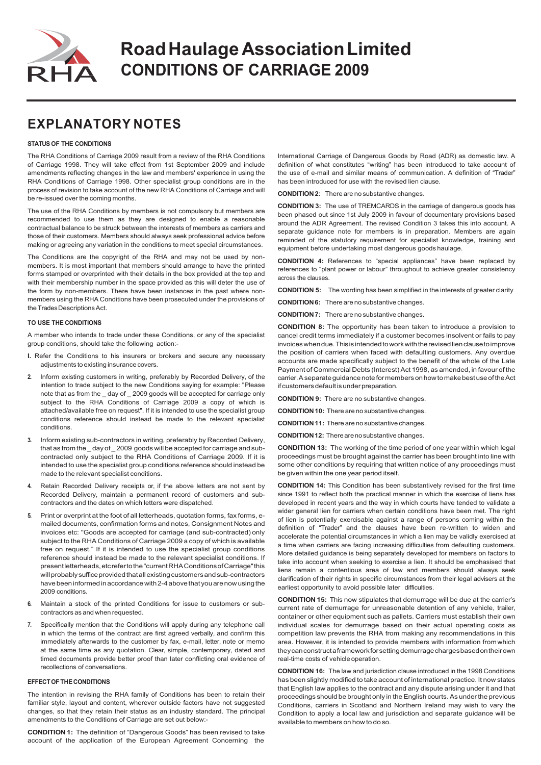# Road Haulage Association Limited
## CONDITIONS OF CARRIAGE 2009

# EXPLANATORY NOTES

### STATUS OF THE CONDITIONS

The RHA Conditions of Carriage 2009 result from a review of the RHA Conditions of Carriage 1998. They will take effect from 1st September 2009 and include amendments reflecting changes in the law and members' experience in using the RHA Conditions of Carriage 1998. Other specialist group conditions are in the process of revision to take account of the new RHA Conditions of Carriage and will be re-issued over the coming months.

The use of the RHA Conditions by members is not compulsory but members are recommended to use them as they are designed to enable a reasonable contractual balance to be struck between the interests of members as carriers and those of their customers. Members should always seek professional advice before making or agreeing any variation in the conditions to meet special circumstances.

The Conditions are the copyright of the RHA and may not be used by non-members. It is most important that members should arrange to have the printed forms stamped or overprinted with their details in the box provided at the top and with their membership number in the space provided as this will deter the use of the form by non-members. There have been instances in the past where non-members using the RHA Conditions have been prosecuted under the provisions of the Trades Descriptions Act.

### TO USE THE CONDITIONS

A member who intends to trade under these Conditions, or any of the specialist group conditions, should take the following action:-

1. Refer the Conditions to his insurers or brokers and secure any necessary adjustments to existing insurance covers.
2. Inform existing customers in writing, preferably by Recorded Delivery, of the intention to trade subject to the new Conditions saying for example: "Please note that as from the _ day of _ 2009 goods will be accepted for carriage only subject to the RHA Conditions of Carriage 2009 a copy of which is attached/available free on request". If it is intended to use the specialist group conditions reference should instead be made to the relevant specialist conditions.
3. Inform existing sub-contractors in writing, preferably by Recorded Delivery, that as from the _ day of _ 2009 goods will be accepted for carriage and sub-contracted only subject to the RHA Conditions of Carriage 2009. If it is intended to use the specialist group conditions reference should instead be made to the relevant specialist conditions.
4. Retain Recorded Delivery receipts or, if the above letters are not sent by Recorded Delivery, maintain a permanent record of customers and sub-contractors and the dates on which letters were dispatched.
5. Print or overprint at the foot of all letterheads, quotation forms, fax forms, e-mailed documents, confirmation forms and notes, Consignment Notes and invoices etc: "Goods are accepted for carriage (and sub-contracted) only subject to the RHA Conditions of Carriage 2009 a copy of which is available free on request." If it is intended to use the specialist group conditions reference should instead be made to the relevant specialist conditions. If present letterheads, etc refer to the "current RHA Conditions of Carriage" this will probably suffice provided that all existing customers and sub-contractors have been informed in accordance with 2-4 above that you are now using the 2009 conditions.
6. Maintain a stock of the printed Conditions for issue to customers or sub-contractors as and when requested.
7. Specifically mention that the Conditions will apply during any telephone call in which the terms of the contract are first agreed verbally, and confirm this immediately afterwards to the customer by fax, e-mail, letter, note or memo at the same time as any quotation. Clear, simple, contemporary, dated and timed documents provide better proof than later conflicting oral evidence of recollections of conversations.

### EFFECT OF THE CONDITIONS

The intention in revising the RHA family of Conditions has been to retain their familiar style, layout and content, wherever outside factors have not suggested changes, so that they retain their status as an industry standard. The principal amendments to the Conditions of Carriage are set out below:-

**CONDITION 1:** The definition of "Dangerous Goods" has been revised to take account of the application of the European Agreement Concerning the International Carriage of Dangerous Goods by Road (ADR) as domestic law. A definition of what constitutes "writing" has been introduced to take account of the use of e-mail and similar means of communication. A definition of "Trader" has been introduced for use with the revised lien clause.

**CONDITION 2**: There are no substantive changes.

**CONDITION 3:** The use of TREMCARDS in the carriage of dangerous goods has been phased out since 1st July 2009 in favour of documentary provisions based around the ADR Agreement. The revised Condition 3 takes this into account. A separate guidance note for members is in preparation. Members are again reminded of the statutory requirement for specialist knowledge, training and equipment before undertaking most dangerous goods haulage.

**CONDITION 4:** References to "special appliances" have been replaced by references to "plant power or labour" throughout to achieve greater consistency across the clauses.

**CONDITION 5:** The wording has been simplified in the interests of greater clarity

**CONDITION 6:** There are no substantive changes.

**CONDITION 7:** There are no substantive changes.

**CONDITION 8:** The opportunity has been taken to introduce a provision to cancel credit terms immediately if a customer becomes insolvent or fails to pay invoices when due. This is intended to work with the revised lien clause to improve the position of carriers when faced with defaulting customers. Any overdue accounts are made specifically subject to the benefit of the whole of the Late Payment of Commercial Debts (Interest) Act 1998, as amended, in favour of the carrier. A separate guidance note for members on how to make best use of the Act if customers default is under preparation.

**CONDITION 9:** There are no substantive changes.

**CONDITION 10:** There are no substantive changes.

**CONDITION 11:** There are no substantive changes.

**CONDITION 12:** There are no substantive changes.

**CONDITION 13:** The working of the time period of one year within which legal proceedings must be brought against the carrier has been brought into line with some other conditions by requiring that written notice of any proceedings must be given within the one year period itself.

**CONDITION 14:** This Condition has been substantively revised for the first time since 1991 to reflect both the practical manner in which the exercise of liens has developed in recent years and the way in which courts have tended to validate a wider general lien for carriers when certain conditions have been met. The right of lien is potentially exercisable against a range of persons coming within the definition of "Trader" and the clauses have been re-written to widen and accelerate the potential circumstances in which a lien may be validly exercised at a time when carriers are facing increasing difficulties from defaulting customers. More detailed guidance is being separately developed for members on factors to take into account when seeking to exercise a lien. It should be emphasised that liens remain a contentious area of law and members should always seek clarification of their rights in specific circumstances from their legal advisers at the earliest opportunity to avoid possible later difficulties.

**CONDITION 15:** This now stipulates that demurrage will be due at the carrier's current rate of demurrage for unreasonable detention of any vehicle, trailer, container or other equipment such as pallets. Carriers must establish their own individual scales for demurrage based on their actual operating costs as competition law prevents the RHA from making any recommendations in this area. However, it is intended to provide members with information from which they can construct a framework for setting demurrage charges based on their own real-time costs of vehicle operation.

**CONDITION 16:** The law and jurisdiction clause introduced in the 1998 Conditions has been slightly modified to take account of international practice. It now states that English law applies to the contract and any dispute arising under it and that proceedings should be brought only in the English courts. As under the previous Conditions, carriers in Scotland and Northern Ireland may wish to vary the Condition to apply a local law and jurisdiction and separate guidance will be available to members on how to do so.